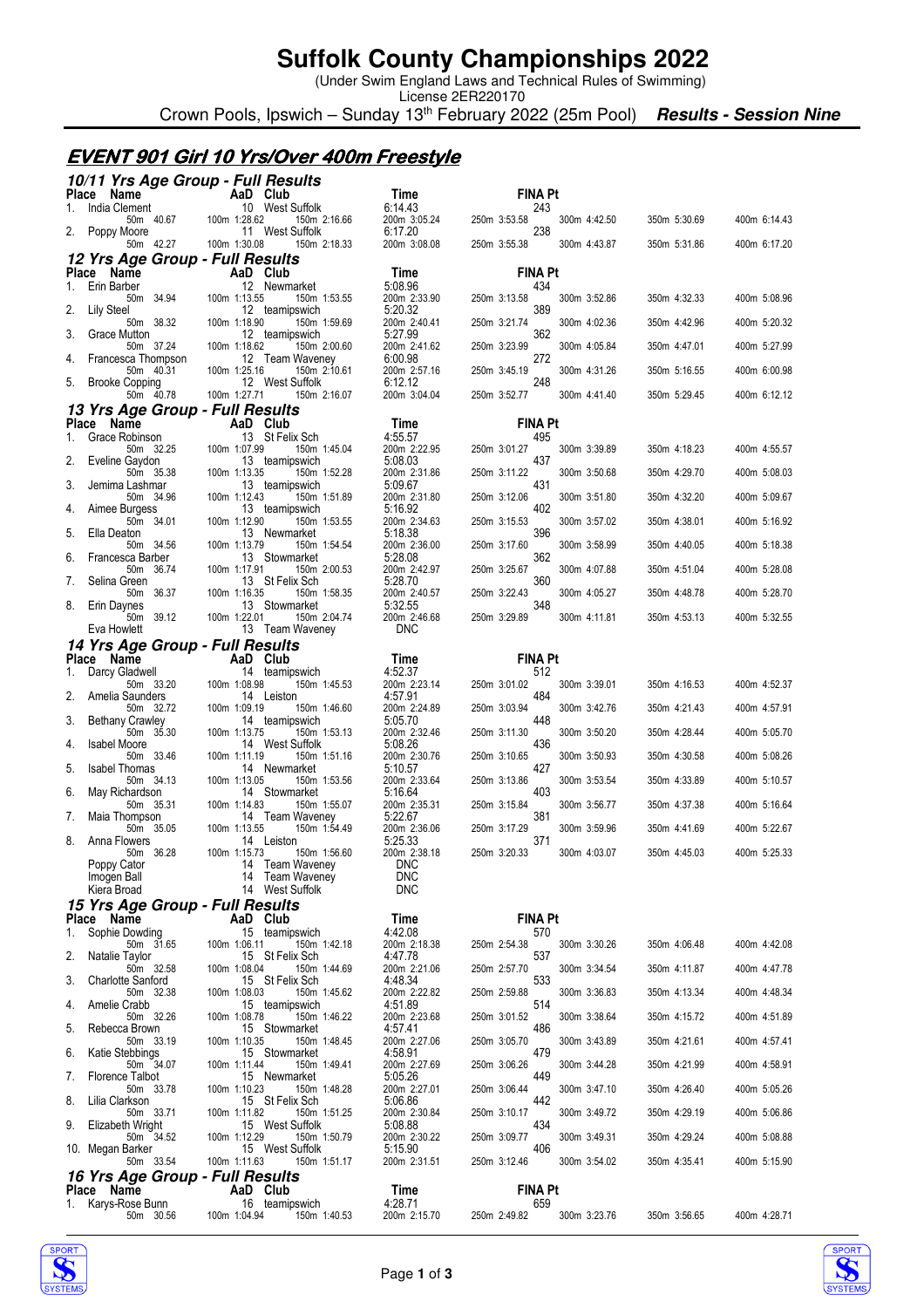# Suffolk County Championships 2022

(Under Swim England Laws and Technical Rules of Swimming)
License 2ER220170

Crown Pools, Ipswich – Sunday 13th February 2022 (25m Pool) ***Results - Session Nine***

## EVENT 901 Girl 10 Yrs/Over 400m Freestyle

### 10/11 Yrs Age Group - Full Results

| Place | Name | AaD | Club | Time | FINA Pt |
|---|---|---|---|---|---|
| 1. | India Clement | 10 | West Suffolk | 6:14.43 | 243 |
| | 50m 40.67 | 100m 1:28.62 | 150m 2:16.66 | 200m 3:05.24 | 250m 3:53.58 / 300m 4:42.50 / 350m 5:30.69 / 400m 6:14.43 |
| 2. | Poppy Moore | 11 | West Suffolk | 6:17.20 | 238 |
| | 50m 42.27 | 100m 1:30.08 | 150m 2:18.33 | 200m 3:08.08 | 250m 3:55.38 / 300m 4:43.87 / 350m 5:31.86 / 400m 6:17.20 |

### 12 Yrs Age Group - Full Results

| Place | Name | AaD | Club | Time | FINA Pt |
|---|---|---|---|---|---|
| 1. | Erin Barber | 12 | Newmarket | 5:08.96 | 434 |
| | 50m 34.94 | 100m 1:13.55 | 150m 1:53.55 | 200m 2:33.90 | 250m 3:13.58 / 300m 3:52.86 / 350m 4:32.33 / 400m 5:08.96 |
| 2. | Lily Steel | 12 | teamipswich | 5:20.32 | 389 |
| | 50m 38.32 | 100m 1:18.90 | 150m 1:59.69 | 200m 2:40.41 | 250m 3:21.74 / 300m 4:02.36 / 350m 4:42.96 / 400m 5:20.32 |
| 3. | Grace Mutton | 12 | teamipswich | 5:27.99 | 362 |
| | 50m 37.24 | 100m 1:18.62 | 150m 2:00.60 | 200m 2:41.62 | 250m 3:23.99 / 300m 4:05.84 / 350m 4:47.01 / 400m 5:27.99 |
| 4. | Francesca Thompson | 12 | Team Waveney | 6:00.98 | 272 |
| | 50m 40.31 | 100m 1:25.16 | 150m 2:10.61 | 200m 2:57.16 | 250m 3:45.19 / 300m 4:31.26 / 350m 5:16.55 / 400m 6:00.98 |
| 5. | Brooke Copping | 12 | West Suffolk | 6:12.12 | 248 |
| | 50m 40.78 | 100m 1:27.71 | 150m 2:16.07 | 200m 3:04.04 | 250m 3:52.77 / 300m 4:41.40 / 350m 5:29.45 / 400m 6:12.12 |

### 13 Yrs Age Group - Full Results

| Place | Name | AaD | Club | Time | FINA Pt |
|---|---|---|---|---|---|
| 1. | Grace Robinson | 13 | St Felix Sch | 4:55.57 | 495 |
| | 50m 32.25 | 100m 1:07.99 | 150m 1:45.04 | 200m 2:22.95 | 250m 3:01.27 / 300m 3:39.89 / 350m 4:18.23 / 400m 4:55.57 |
| 2. | Eveline Gaydon | 13 | teamipswich | 5:08.03 | 437 |
| | 50m 35.38 | 100m 1:13.35 | 150m 1:52.28 | 200m 2:31.86 | 250m 3:11.22 / 300m 3:50.68 / 350m 4:29.70 / 400m 5:08.03 |
| 3. | Jemima Lashmar | 13 | teamipswich | 5:09.67 | 431 |
| | 50m 34.96 | 100m 1:12.43 | 150m 1:51.89 | 200m 2:31.80 | 250m 3:12.06 / 300m 3:51.80 / 350m 4:32.20 / 400m 5:09.67 |
| 4. | Aimee Burgess | 13 | teamipswich | 5:16.92 | 402 |
| | 50m 34.01 | 100m 1:12.90 | 150m 1:53.55 | 200m 2:34.63 | 250m 3:15.53 / 300m 3:57.02 / 350m 4:38.01 / 400m 5:16.92 |
| 5. | Ella Deaton | 13 | Newmarket | 5:18.38 | 396 |
| | 50m 34.56 | 100m 1:13.79 | 150m 1:54.54 | 200m 2:36.00 | 250m 3:17.60 / 300m 3:58.99 / 350m 4:40.05 / 400m 5:18.38 |
| 6. | Francesca Barber | 13 | Stowmarket | 5:28.08 | 362 |
| | 50m 36.74 | 100m 1:17.91 | 150m 2:00.53 | 200m 2:42.97 | 250m 3:25.67 / 300m 4:07.88 / 350m 4:51.04 / 400m 5:28.08 |
| 7. | Selina Green | 13 | St Felix Sch | 5:28.70 | 360 |
| | 50m 36.37 | 100m 1:16.35 | 150m 1:58.35 | 200m 2:40.57 | 250m 3:22.43 / 300m 4:05.27 / 350m 4:48.78 / 400m 5:28.70 |
| 8. | Erin Daynes | 13 | Stowmarket | 5:32.55 | 348 |
| | 50m 39.12 | 100m 1:22.01 | 150m 2:04.74 | 200m 2:46.68 | 250m 3:29.89 / 300m 4:11.81 / 350m 4:53.13 / 400m 5:32.55 |
| | Eva Howlett | 13 | Team Waveney | DNC | |

### 14 Yrs Age Group - Full Results

| Place | Name | AaD | Club | Time | FINA Pt |
|---|---|---|---|---|---|
| 1. | Darcy Gladwell | 14 | teamipswich | 4:52.37 | 512 |
| | 50m 33.20 | 100m 1:08.98 | 150m 1:45.53 | 200m 2:23.14 | 250m 3:01.02 / 300m 3:39.01 / 350m 4:16.53 / 400m 4:52.37 |
| 2. | Amelia Saunders | 14 | Leiston | 4:57.91 | 484 |
| | 50m 32.72 | 100m 1:09.19 | 150m 1:46.60 | 200m 2:24.89 | 250m 3:03.94 / 300m 3:42.76 / 350m 4:21.43 / 400m 4:57.91 |
| 3. | Bethany Crawley | 14 | teamipswich | 5:05.70 | 448 |
| | 50m 35.30 | 100m 1:13.75 | 150m 1:53.13 | 200m 2:32.46 | 250m 3:11.30 / 300m 3:50.20 / 350m 4:28.44 / 400m 5:05.70 |
| 4. | Isabel Moore | 14 | West Suffolk | 5:08.26 | 436 |
| | 50m 33.46 | 100m 1:11.19 | 150m 1:51.16 | 200m 2:30.76 | 250m 3:10.65 / 300m 3:50.93 / 350m 4:30.58 / 400m 5:08.26 |
| 5. | Isabel Thomas | 14 | Newmarket | 5:10.57 | 427 |
| | 50m 34.13 | 100m 1:13.05 | 150m 1:53.56 | 200m 2:33.64 | 250m 3:13.86 / 300m 3:53.54 / 350m 4:33.89 / 400m 5:10.57 |
| 6. | May Richardson | 14 | Stowmarket | 5:16.64 | 403 |
| | 50m 35.31 | 100m 1:14.83 | 150m 1:55.07 | 200m 2:35.31 | 250m 3:15.84 / 300m 3:56.77 / 350m 4:37.38 / 400m 5:16.64 |
| 7. | Maia Thompson | 14 | Team Waveney | 5:22.67 | 381 |
| | 50m 35.05 | 100m 1:13.55 | 150m 1:54.49 | 200m 2:36.06 | 250m 3:17.29 / 300m 3:59.96 / 350m 4:41.69 / 400m 5:22.67 |
| 8. | Anna Flowers | 14 | Leiston | 5:25.33 | 371 |
| | 50m 36.28 | 100m 1:15.73 | 150m 1:56.60 | 200m 2:38.18 | 250m 3:20.33 / 300m 4:03.07 / 350m 4:45.03 / 400m 5:25.33 |
| | Poppy Cator | 14 | Team Waveney | DNC | |
| | Imogen Ball | 14 | Team Waveney | DNC | |
| | Kiera Broad | 14 | West Suffolk | DNC | |

### 15 Yrs Age Group - Full Results

| Place | Name | AaD | Club | Time | FINA Pt |
|---|---|---|---|---|---|
| 1. | Sophie Dowding | 15 | teamipswich | 4:42.08 | 570 |
| | 50m 31.65 | 100m 1:06.11 | 150m 1:42.18 | 200m 2:18.38 | 250m 2:54.38 / 300m 3:30.26 / 350m 4:06.48 / 400m 4:42.08 |
| 2. | Natalie Taylor | 15 | St Felix Sch | 4:47.78 | 537 |
| | 50m 32.58 | 100m 1:08.04 | 150m 1:44.69 | 200m 2:21.06 | 250m 2:57.70 / 300m 3:34.54 / 350m 4:11.87 / 400m 4:47.78 |
| 3. | Charlotte Sanford | 15 | St Felix Sch | 4:48.34 | 533 |
| | 50m 32.38 | 100m 1:08.03 | 150m 1:45.62 | 200m 2:22.82 | 250m 2:59.88 / 300m 3:36.83 / 350m 4:13.34 / 400m 4:48.34 |
| 4. | Amelie Crabb | 15 | teamipswich | 4:51.89 | 514 |
| | 50m 32.26 | 100m 1:08.78 | 150m 1:46.22 | 200m 2:23.68 | 250m 3:01.52 / 300m 3:38.64 / 350m 4:15.72 / 400m 4:51.89 |
| 5. | Rebecca Brown | 15 | Stowmarket | 4:57.41 | 486 |
| | 50m 33.19 | 100m 1:10.35 | 150m 1:48.45 | 200m 2:27.06 | 250m 3:05.70 / 300m 3:43.89 / 350m 4:21.61 / 400m 4:57.41 |
| 6. | Katie Stebbings | 15 | Stowmarket | 4:58.91 | 479 |
| | 50m 34.07 | 100m 1:11.44 | 150m 1:49.41 | 200m 2:27.69 | 250m 3:06.26 / 300m 3:44.28 / 350m 4:21.99 / 400m 4:58.91 |
| 7. | Florence Talbot | 15 | Newmarket | 5:05.26 | 449 |
| | 50m 33.78 | 100m 1:10.23 | 150m 1:48.28 | 200m 2:27.01 | 250m 3:06.44 / 300m 3:47.10 / 350m 4:26.40 / 400m 5:05.26 |
| 8. | Lilia Clarkson | 15 | St Felix Sch | 5:06.86 | 442 |
| | 50m 33.71 | 100m 1:11.82 | 150m 1:51.25 | 200m 2:30.84 | 250m 3:10.17 / 300m 3:49.72 / 350m 4:29.19 / 400m 5:06.86 |
| 9. | Elizabeth Wright | 15 | West Suffolk | 5:08.88 | 434 |
| | 50m 34.52 | 100m 1:12.29 | 150m 1:50.79 | 200m 2:30.22 | 250m 3:09.77 / 300m 3:49.31 / 350m 4:29.24 / 400m 5:08.88 |
| 10. | Megan Barker | 15 | West Suffolk | 5:15.90 | 406 |
| | 50m 33.54 | 100m 1:11.63 | 150m 1:51.17 | 200m 2:31.51 | 250m 3:12.46 / 300m 3:54.02 / 350m 4:35.41 / 400m 5:15.90 |

### 16 Yrs Age Group - Full Results

| Place | Name | AaD | Club | Time | FINA Pt |
|---|---|---|---|---|---|
| 1. | Karys-Rose Bunn | 16 | teamipswich | 4:28.71 | 659 |
| | 50m 30.56 | 100m 1:04.94 | 150m 1:40.53 | 200m 2:15.70 | 250m 2:49.82 / 300m 3:23.76 / 350m 3:56.65 / 400m 4:28.71 |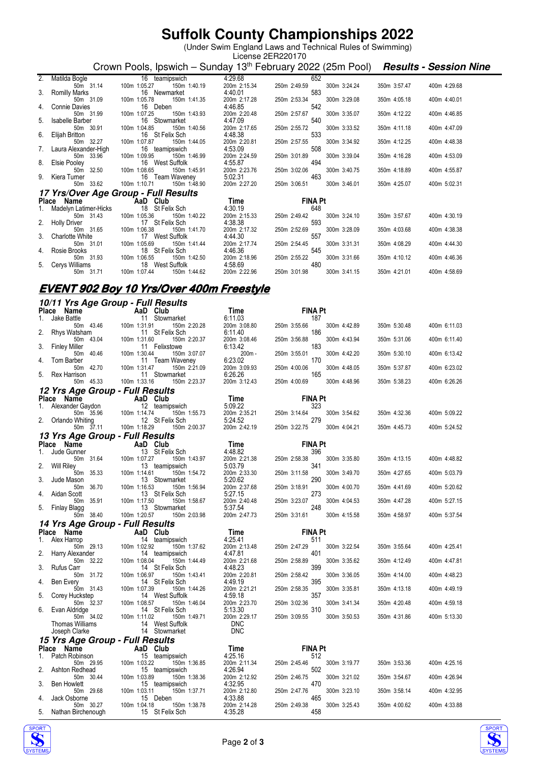# Suffolk County Championships 2022

(Under Swim England Laws and Technical Rules of Swimming)
License 2ER220170

Crown Pools, Ipswich – Sunday 13th February 2022 (25m Pool) ***Results - Session Nine***

| Place | Name | AaD | Club | Time | FINA Pt | | | | |
|---|---|---|---|---|---|---|---|---|---|
| 2. | Matilda Bogle | 16 | teamipswich | 4:29.68 | 652 | | | | |
| | 50m 31.14 | 100m 1:05.27 | 150m 1:40.19 | 200m 2:15.34 | 250m 2:49.59 | 300m 3:24.24 | 350m 3:57.47 | 400m 4:29.68 | |
| 3. | Romilly Marks | 16 | Newmarket | 4:40.01 | 583 | | | | |
| | 50m 31.09 | 100m 1:05.78 | 150m 1:41.35 | 200m 2:17.28 | 250m 2:53.34 | 300m 3:29.08 | 350m 4:05.18 | 400m 4:40.01 | |
| 4. | Connie Davies | 16 | Deben | 4:46.85 | 542 | | | | |
| | 50m 31.99 | 100m 1:07.25 | 150m 1:43.93 | 200m 2:20.48 | 250m 2:57.67 | 300m 3:35.07 | 350m 4:12.22 | 400m 4:46.85 | |
| 5. | Isabelle Barber | 16 | Stowmarket | 4:47.09 | 540 | | | | |
| | 50m 30.91 | 100m 1:04.85 | 150m 1:40.56 | 200m 2:17.65 | 250m 2:55.72 | 300m 3:33.52 | 350m 4:11.18 | 400m 4:47.09 | |
| 6. | Elijah Britton | 16 | St Felix Sch | 4:48.38 | 533 | | | | |
| | 50m 32.27 | 100m 1:07.87 | 150m 1:44.05 | 200m 2:20.81 | 250m 2:57.55 | 300m 3:34.92 | 350m 4:12.25 | 400m 4:48.38 | |
| 7. | Laura Alexander-High | 16 | teamipswich | 4:53.09 | 508 | | | | |
| | 50m 33.96 | 100m 1:09.95 | 150m 1:46.99 | 200m 2:24.59 | 250m 3:01.89 | 300m 3:39.04 | 350m 4:16.28 | 400m 4:53.09 | |
| 8. | Elsie Pooley | 16 | West Suffolk | 4:55.87 | 494 | | | | |
| | 50m 32.50 | 100m 1:08.65 | 150m 1:45.91 | 200m 2:23.76 | 250m 3:02.06 | 300m 3:40.75 | 350m 4:18.89 | 400m 4:55.87 | |
| 9. | Kiera Turner | 16 | Team Waveney | 5:02.31 | 463 | | | | |
| | 50m 33.62 | 100m 1:10.71 | 150m 1:48.90 | 200m 2:27.20 | 250m 3:06.51 | 300m 3:46.01 | 350m 4:25.07 | 400m 5:02.31 | |

### 17 Yrs/Over Age Group - Full Results

| Place | Name | AaD | Club | Time | FINA Pt | | | | |
|---|---|---|---|---|---|---|---|---|---|
| 1. | Madelyn Latimer-Hicks | 18 | St Felix Sch | 4:30.19 | 648 | | | | |
| | 50m 31.43 | 100m 1:05.36 | 150m 1:40.22 | 200m 2:15.33 | 250m 2:49.42 | 300m 3:24.10 | 350m 3:57.67 | 400m 4:30.19 | |
| 2. | Holly Driver | 17 | St Felix Sch | 4:38.38 | 593 | | | | |
| | 50m 31.65 | 100m 1:06.38 | 150m 1:41.70 | 200m 2:17.32 | 250m 2:52.69 | 300m 3:28.09 | 350m 4:03.68 | 400m 4:38.38 | |
| 3. | Charlotte White | 17 | West Suffolk | 4:44.30 | 557 | | | | |
| | 50m 31.01 | 100m 1:05.69 | 150m 1:41.44 | 200m 2:17.74 | 250m 2:54.45 | 300m 3:31.31 | 350m 4:08.29 | 400m 4:44.30 | |
| 4. | Rosie Brooks | 18 | St Felix Sch | 4:46.36 | 545 | | | | |
| | 50m 31.93 | 100m 1:06.55 | 150m 1:42.50 | 200m 2:18.96 | 250m 2:55.22 | 300m 3:31.66 | 350m 4:10.12 | 400m 4:46.36 | |
| 5. | Cerys Williams | 18 | West Suffolk | 4:58.69 | 480 | | | | |
| | 50m 31.71 | 100m 1:07.44 | 150m 1:44.62 | 200m 2:22.96 | 250m 3:01.98 | 300m 3:41.15 | 350m 4:21.01 | 400m 4:58.69 | |

## EVENT 902 Boy 10 Yrs/Over 400m Freestyle

### 10/11 Yrs Age Group - Full Results

| Place | Name | AaD | Club | Time | FINA Pt | | | | |
|---|---|---|---|---|---|---|---|---|---|
| 1. | Jake Battle | 11 | Stowmarket | 6:11.03 | 187 | | | | |
| | 50m 43.46 | 100m 1:31.91 | 150m 2:20.28 | 200m 3:08.80 | 250m 3:55.66 | 300m 4:42.89 | 350m 5:30.48 | 400m 6:11.03 | |
| 2. | Rhys Watsham | 11 | St Felix Sch | 6:11.40 | 186 | | | | |
| | 50m 43.04 | 100m 1:31.60 | 150m 2:20.37 | 200m 3:08.46 | 250m 3:56.88 | 300m 4:43.94 | 350m 5:31.06 | 400m 6:11.40 | |
| 3. | Finley Miller | 11 | Felixstowe | 6:13.42 | 183 | | | | |
| | 50m 40.46 | 100m 1:30.44 | 150m 3:07.07 | 200m - | 250m 3:55.01 | 300m 4:42.20 | 350m 5:30.10 | 400m 6:13.42 | |
| 4. | Tom Barber | 11 | Team Waveney | 6:23.02 | 170 | | | | |
| | 50m 42.70 | 100m 1:31.47 | 150m 2:21.09 | 200m 3:09.93 | 250m 4:00.06 | 300m 4:48.05 | 350m 5:37.87 | 400m 6:23.02 | |
| 5. | Rex Harrison | 11 | Stowmarket | 6:26.26 | 165 | | | | |
| | 50m 45.33 | 100m 1:33.16 | 150m 2:23.37 | 200m 3:12.43 | 250m 4:00.69 | 300m 4:48.96 | 350m 5:38.23 | 400m 6:26.26 | |

### 12 Yrs Age Group - Full Results

| Place | Name | AaD | Club | Time | FINA Pt | | | | |
|---|---|---|---|---|---|---|---|---|---|
| 1. | Alexander Gaydon | 12 | teamipswich | 5:09.22 | 323 | | | | |
| | 50m 35.96 | 100m 1:14.74 | 150m 1:55.73 | 200m 2:35.21 | 250m 3:14.64 | 300m 3:54.62 | 350m 4:32.36 | 400m 5:09.22 | |
| 2. | Orlando Whiting | 12 | St Felix Sch | 5:24.52 | 279 | | | | |
| | 50m 37.11 | 100m 1:18.29 | 150m 2:00.37 | 200m 2:42.19 | 250m 3:22.75 | 300m 4:04.21 | 350m 4:45.73 | 400m 5:24.52 | |

### 13 Yrs Age Group - Full Results

| Place | Name | AaD | Club | Time | FINA Pt | | | | |
|---|---|---|---|---|---|---|---|---|---|
| 1. | Jude Gunner | 13 | St Felix Sch | 4:48.82 | 396 | | | | |
| | 50m 31.64 | 100m 1:07.27 | 150m 1:43.97 | 200m 2:21.38 | 250m 2:58.38 | 300m 3:35.80 | 350m 4:13.15 | 400m 4:48.82 | |
| 2. | Will Riley | 13 | teamipswich | 5:03.79 | 341 | | | | |
| | 50m 35.33 | 100m 1:14.61 | 150m 1:54.72 | 200m 2:33.30 | 250m 3:11.58 | 300m 3:49.70 | 350m 4:27.65 | 400m 5:03.79 | |
| 3. | Jude Mason | 13 | Stowmarket | 5:20.62 | 290 | | | | |
| | 50m 36.70 | 100m 1:16.53 | 150m 1:56.94 | 200m 2:37.68 | 250m 3:18.91 | 300m 4:00.70 | 350m 4:41.69 | 400m 5:20.62 | |
| 4. | Aidan Scott | 13 | St Felix Sch | 5:27.15 | 273 | | | | |
| | 50m 35.91 | 100m 1:17.50 | 150m 1:58.67 | 200m 2:40.48 | 250m 3:23.07 | 300m 4:04.53 | 350m 4:47.28 | 400m 5:27.15 | |
| 5. | Finlay Blagg | 13 | Stowmarket | 5:37.54 | 248 | | | | |
| | 50m 38.40 | 100m 1:20.57 | 150m 2:03.98 | 200m 2:47.73 | 250m 3:31.61 | 300m 4:15.58 | 350m 4:58.97 | 400m 5:37.54 | |

### 14 Yrs Age Group - Full Results

| Place | Name | AaD | Club | Time | FINA Pt | | | | |
|---|---|---|---|---|---|---|---|---|---|
| 1. | Alex Harrop | 14 | teamipswich | 4:25.41 | 511 | | | | |
| | 50m 29.13 | 100m 1:02.92 | 150m 1:37.62 | 200m 2:13.48 | 250m 2:47.29 | 300m 3:22.54 | 350m 3:55.64 | 400m 4:25.41 | |
| 2. | Harry Alexander | 14 | teamipswich | 4:47.81 | 401 | | | | |
| | 50m 32.22 | 100m 1:08.04 | 150m 1:44.49 | 200m 2:21.68 | 250m 2:58.89 | 300m 3:35.62 | 350m 4:12.49 | 400m 4:47.81 | |
| 3. | Rufus Carr | 14 | St Felix Sch | 4:48.23 | 399 | | | | |
| | 50m 31.72 | 100m 1:06.97 | 150m 1:43.41 | 200m 2:20.81 | 250m 2:58.42 | 300m 3:36.05 | 350m 4:14.00 | 400m 4:48.23 | |
| 4. | Ben Every | 14 | St Felix Sch | 4:49.19 | 395 | | | | |
| | 50m 31.43 | 100m 1:07.39 | 150m 1:44.26 | 200m 2:21.21 | 250m 2:58.35 | 300m 3:35.81 | 350m 4:13.18 | 400m 4:49.19 | |
| 5. | Corey Huckstep | 14 | West Suffolk | 4:59.18 | 357 | | | | |
| | 50m 32.37 | 100m 1:08.57 | 150m 1:46.04 | 200m 2:23.70 | 250m 3:02.36 | 300m 3:41.34 | 350m 4:20.48 | 400m 4:59.18 | |
| 6. | Evan Aldridge | 14 | St Felix Sch | 5:13.30 | 310 | | | | |
| | 50m 34.02 | 100m 1:11.02 | 150m 1:49.71 | 200m 2:29.17 | 250m 3:09.55 | 300m 3:50.53 | 350m 4:31.86 | 400m 5:13.30 | |
| | Thomas Williams | 14 | West Suffolk | DNC | | | | | |
| | Joseph Clarke | 14 | Stowmarket | DNC | | | | | |

### 15 Yrs Age Group - Full Results

| Place | Name | AaD | Club | Time | FINA Pt | | | | |
|---|---|---|---|---|---|---|---|---|---|
| 1. | Patch Robinson | 15 | teamipswich | 4:25.16 | 512 | | | | |
| | 50m 29.95 | 100m 1:03.22 | 150m 1:36.85 | 200m 2:11.34 | 250m 2:45.46 | 300m 3:19.77 | 350m 3:53.36 | 400m 4:25.16 | |
| 2. | Ashton Redhead | 15 | teamipswich | 4:26.94 | 502 | | | | |
| | 50m 30.44 | 100m 1:03.89 | 150m 1:38.36 | 200m 2:12.92 | 250m 2:46.75 | 300m 3:21.02 | 350m 3:54.67 | 400m 4:26.94 | |
| 3. | Ben Howlett | 15 | teamipswich | 4:32.95 | 470 | | | | |
| | 50m 29.68 | 100m 1:03.11 | 150m 1:37.71 | 200m 2:12.80 | 250m 2:47.76 | 300m 3:23.10 | 350m 3:58.14 | 400m 4:32.95 | |
| 4. | Jack Osborne | 15 | Deben | 4:33.88 | 465 | | | | |
| | 50m 30.27 | 100m 1:04.18 | 150m 1:38.78 | 200m 2:14.28 | 250m 2:49.38 | 300m 3:25.43 | 350m 4:00.62 | 400m 4:33.88 | |
| 5. | Nathan Birchenough | 15 | St Felix Sch | 4:35.28 | 458 | | | | |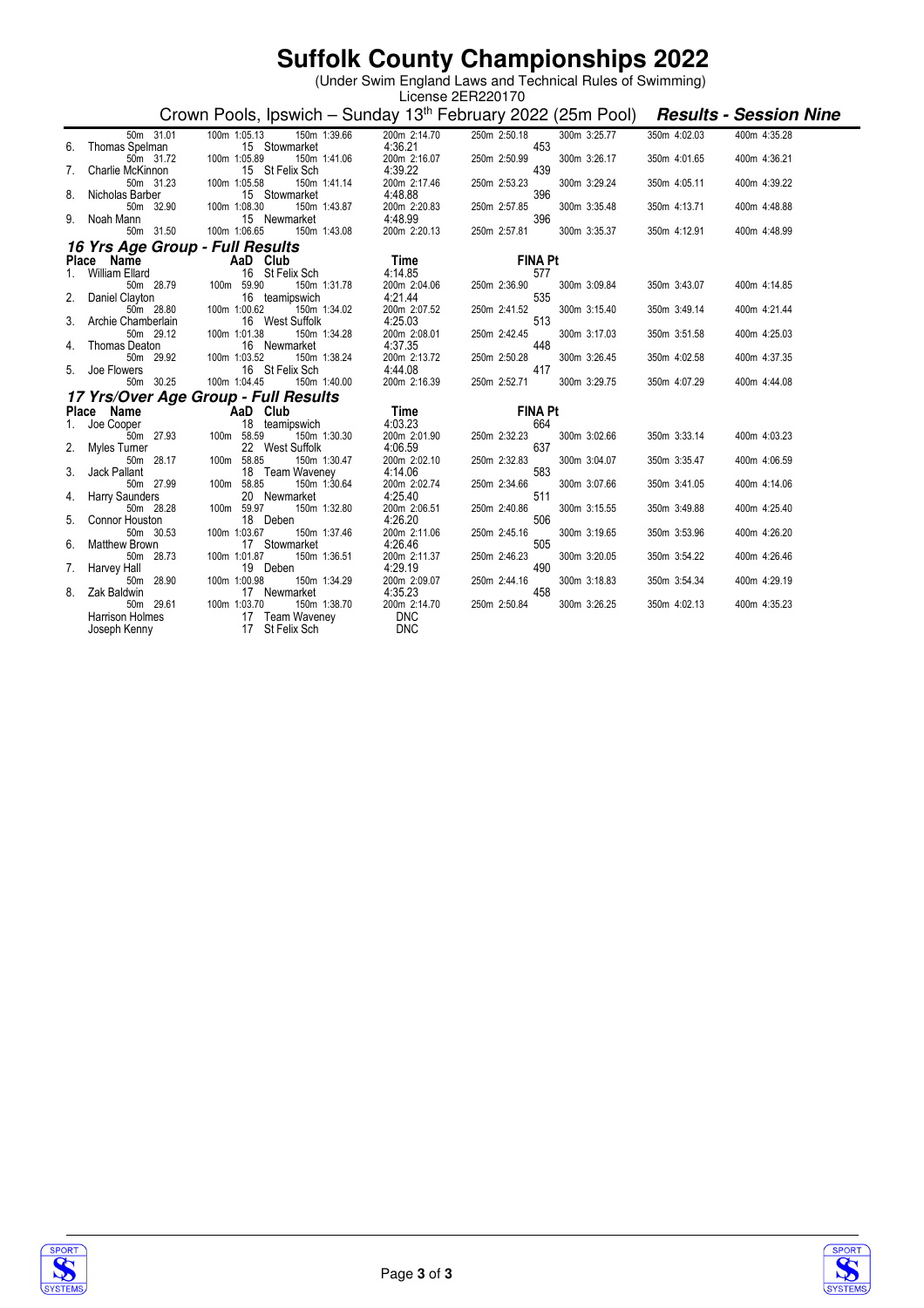# Suffolk County Championships 2022

(Under Swim England Laws and Technical Rules of Swimming)
License 2ER220170

Crown Pools, Ipswich – Sunday 13th February 2022 (25m Pool) ***Results - Session Nine***

| | | | | | | | | |
|---|---|---|---|---|---|---|---|---|
| 50m 31.01 | 100m 1:05.13 | 150m 1:39.66 | 200m 2:14.70 | 250m 2:50.18 | 300m 3:25.77 | 350m 4:02.03 | 400m 4:35.28 | |
| 6. Thomas Spelman | 15 Stowmarket | | 4:36.21 | 453 | | | | |
| 50m 31.72 | 100m 1:05.89 | 150m 1:41.06 | 200m 2:16.07 | 250m 2:50.99 | 300m 3:26.17 | 350m 4:01.65 | 400m 4:36.21 | |
| 7. Charlie McKinnon | 15 St Felix Sch | | 4:39.22 | 439 | | | | |
| 50m 31.23 | 100m 1:05.58 | 150m 1:41.14 | 200m 2:17.46 | 250m 2:53.23 | 300m 3:29.24 | 350m 4:05.11 | 400m 4:39.22 | |
| 8. Nicholas Barber | 15 Stowmarket | | 4:48.88 | 396 | | | | |
| 50m 32.90 | 100m 1:08.30 | 150m 1:43.87 | 200m 2:20.83 | 250m 2:57.85 | 300m 3:35.48 | 350m 4:13.71 | 400m 4:48.88 | |
| 9. Noah Mann | 15 Newmarket | | 4:48.99 | 396 | | | | |
| 50m 31.50 | 100m 1:06.65 | 150m 1:43.08 | 200m 2:20.13 | 250m 2:57.81 | 300m 3:35.37 | 350m 4:12.91 | 400m 4:48.99 | |

### *16 Yrs Age Group - Full Results*

| Place Name | AaD Club | | Time | FINA Pt | | | |
|---|---|---|---|---|---|---|---|
| 1. William Ellard | 16 St Felix Sch | | 4:14.85 | 577 | | | |
| 50m 28.79 | 100m 59.90 | 150m 1:31.78 | 200m 2:04.06 | 250m 2:36.90 | 300m 3:09.84 | 350m 3:43.07 | 400m 4:14.85 |
| 2. Daniel Clayton | 16 teamipswich | | 4:21.44 | 535 | | | |
| 50m 28.80 | 100m 1:00.62 | 150m 1:34.02 | 200m 2:07.52 | 250m 2:41.52 | 300m 3:15.40 | 350m 3:49.14 | 400m 4:21.44 |
| 3. Archie Chamberlain | 16 West Suffolk | | 4:25.03 | 513 | | | |
| 50m 29.12 | 100m 1:01.38 | 150m 1:34.28 | 200m 2:08.01 | 250m 2:42.45 | 300m 3:17.03 | 350m 3:51.58 | 400m 4:25.03 |
| 4. Thomas Deaton | 16 Newmarket | | 4:37.35 | 448 | | | |
| 50m 29.92 | 100m 1:03.52 | 150m 1:38.24 | 200m 2:13.72 | 250m 2:50.28 | 300m 3:26.45 | 350m 4:02.58 | 400m 4:37.35 |
| 5. Joe Flowers | 16 St Felix Sch | | 4:44.08 | 417 | | | |
| 50m 30.25 | 100m 1:04.45 | 150m 1:40.00 | 200m 2:16.39 | 250m 2:52.71 | 300m 3:29.75 | 350m 4:07.29 | 400m 4:44.08 |

### *17 Yrs/Over Age Group - Full Results*

| Place Name | AaD Club | | Time | FINA Pt | | | |
|---|---|---|---|---|---|---|---|
| 1. Joe Cooper | 18 teamipswich | | 4:03.23 | 664 | | | |
| 50m 27.93 | 100m 58.59 | 150m 1:30.30 | 200m 2:01.90 | 250m 2:32.23 | 300m 3:02.66 | 350m 3:33.14 | 400m 4:03.23 |
| 2. Myles Turner | 22 West Suffolk | | 4:06.59 | 637 | | | |
| 50m 28.17 | 100m 58.85 | 150m 1:30.47 | 200m 2:02.10 | 250m 2:32.83 | 300m 3:04.07 | 350m 3:35.47 | 400m 4:06.59 |
| 3. Jack Pallant | 18 Team Waveney | | 4:14.06 | 583 | | | |
| 50m 27.99 | 100m 58.85 | 150m 1:30.64 | 200m 2:02.74 | 250m 2:34.66 | 300m 3:07.66 | 350m 3:41.05 | 400m 4:14.06 |
| 4. Harry Saunders | 20 Newmarket | | 4:25.40 | 511 | | | |
| 50m 28.28 | 100m 59.97 | 150m 1:32.80 | 200m 2:06.51 | 250m 2:40.86 | 300m 3:15.55 | 350m 3:49.88 | 400m 4:25.40 |
| 5. Connor Houston | 18 Deben | | 4:26.20 | 506 | | | |
| 50m 30.53 | 100m 1:03.67 | 150m 1:37.46 | 200m 2:11.06 | 250m 2:45.16 | 300m 3:19.65 | 350m 3:53.96 | 400m 4:26.20 |
| 6. Matthew Brown | 17 Stowmarket | | 4:26.46 | 505 | | | |
| 50m 28.73 | 100m 1:01.87 | 150m 1:36.51 | 200m 2:11.37 | 250m 2:46.23 | 300m 3:20.05 | 350m 3:54.22 | 400m 4:26.46 |
| 7. Harvey Hall | 19 Deben | | 4:29.19 | 490 | | | |
| 50m 28.90 | 100m 1:00.98 | 150m 1:34.29 | 200m 2:09.07 | 250m 2:44.16 | 300m 3:18.83 | 350m 3:54.34 | 400m 4:29.19 |
| 8. Zak Baldwin | 17 Newmarket | | 4:35.23 | 458 | | | |
| 50m 29.61 | 100m 1:03.70 | 150m 1:38.70 | 200m 2:14.70 | 250m 2:50.84 | 300m 3:26.25 | 350m 4:02.13 | 400m 4:35.23 |
| Harrison Holmes | 17 Team Waveney | | DNC | | | | |
| Joseph Kenny | 17 St Felix Sch | | DNC | | | | |